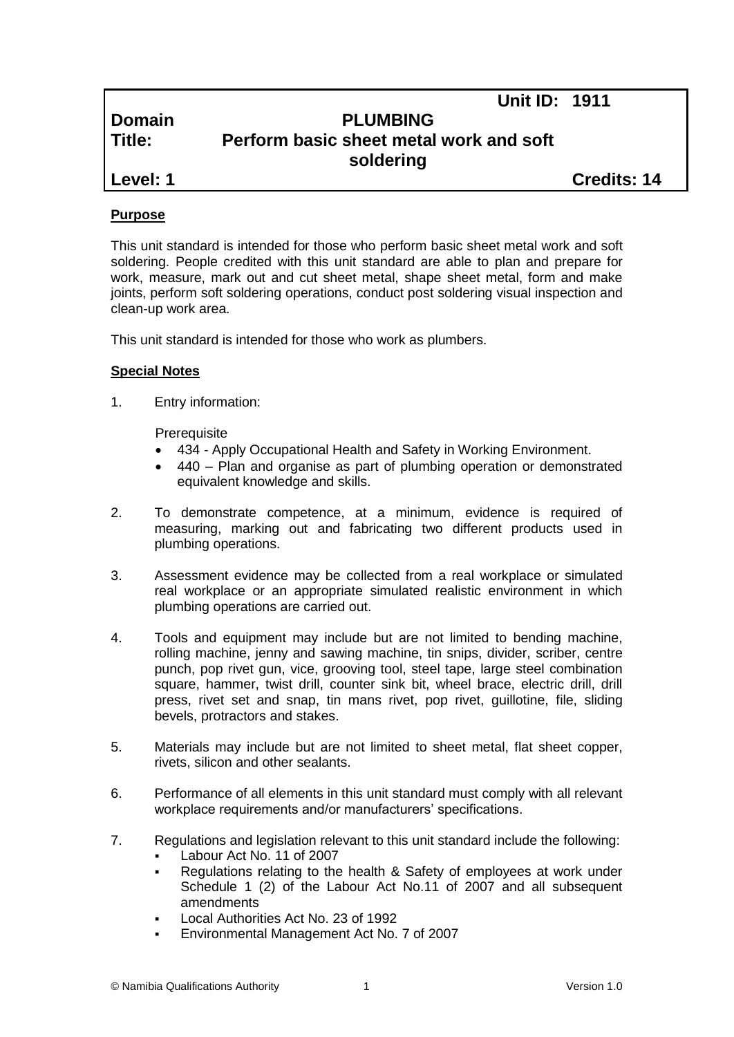**Unit ID: 1911**

| | | |
|---|---|---|
| **Domain** | **PLUMBING** | |
| **Title:** | **Perform basic sheet metal work and soft soldering** | |
| **Level: 1** | | **Credits: 14** |

## Purpose

This unit standard is intended for those who perform basic sheet metal work and soft soldering. People credited with this unit standard are able to plan and prepare for work, measure, mark out and cut sheet metal, shape sheet metal, form and make joints, perform soft soldering operations, conduct post soldering visual inspection and clean-up work area.

This unit standard is intended for those who work as plumbers.

## Special Notes

1. Entry information:

   Prerequisite
   - 434 - Apply Occupational Health and Safety in Working Environment.
   - 440 – Plan and organise as part of plumbing operation or demonstrated equivalent knowledge and skills.

2. To demonstrate competence, at a minimum, evidence is required of measuring, marking out and fabricating two different products used in plumbing operations.

3. Assessment evidence may be collected from a real workplace or simulated real workplace or an appropriate simulated realistic environment in which plumbing operations are carried out.

4. Tools and equipment may include but are not limited to bending machine, rolling machine, jenny and sawing machine, tin snips, divider, scriber, centre punch, pop rivet gun, vice, grooving tool, steel tape, large steel combination square, hammer, twist drill, counter sink bit, wheel brace, electric drill, drill press, rivet set and snap, tin mans rivet, pop rivet, guillotine, file, sliding bevels, protractors and stakes.

5. Materials may include but are not limited to sheet metal, flat sheet copper, rivets, silicon and other sealants.

6. Performance of all elements in this unit standard must comply with all relevant workplace requirements and/or manufacturers' specifications.

7. Regulations and legislation relevant to this unit standard include the following:
   - Labour Act No. 11 of 2007
   - Regulations relating to the health & Safety of employees at work under Schedule 1 (2) of the Labour Act No.11 of 2007 and all subsequent amendments
   - Local Authorities Act No. 23 of 1992
   - Environmental Management Act No. 7 of 2007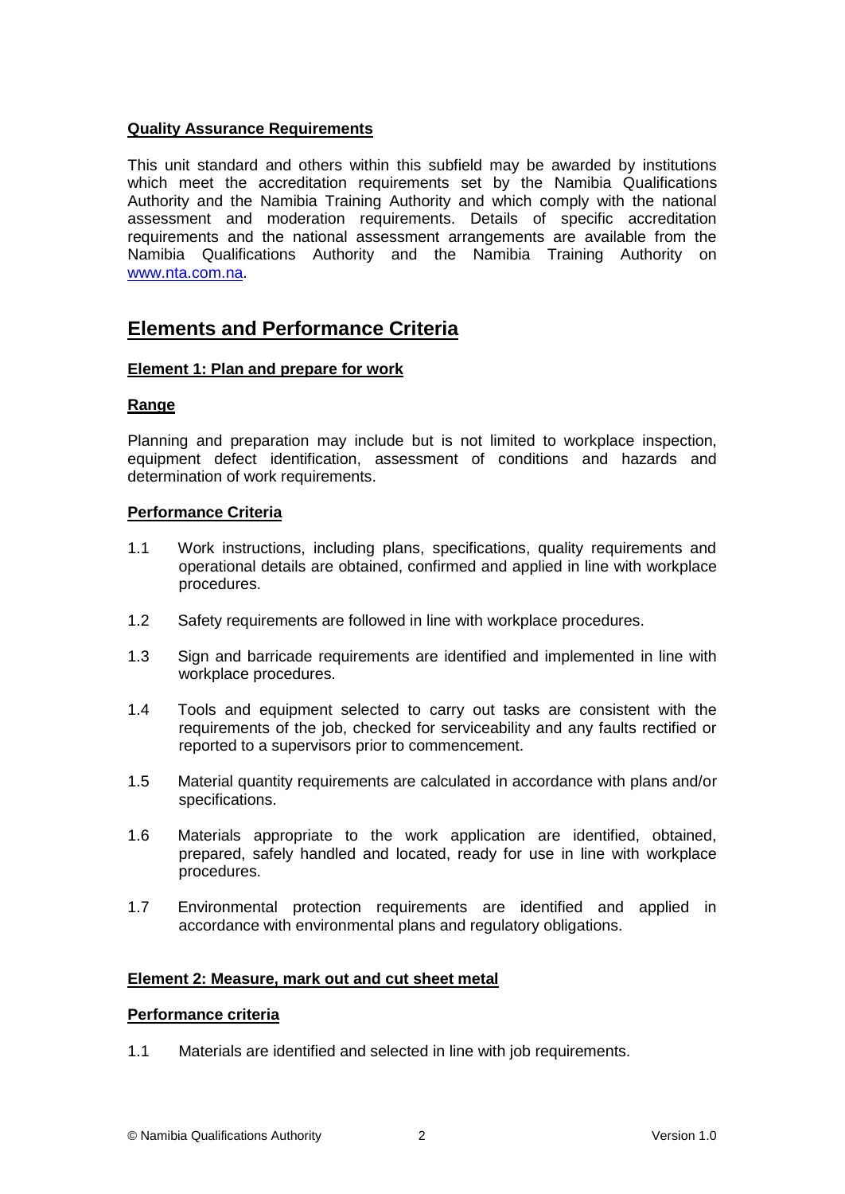**Quality Assurance Requirements**

This unit standard and others within this subfield may be awarded by institutions which meet the accreditation requirements set by the Namibia Qualifications Authority and the Namibia Training Authority and which comply with the national assessment and moderation requirements. Details of specific accreditation requirements and the national assessment arrangements are available from the Namibia Qualifications Authority and the Namibia Training Authority on www.nta.com.na.

## Elements and Performance Criteria

**Element 1: Plan and prepare for work**

**Range**

Planning and preparation may include but is not limited to workplace inspection, equipment defect identification, assessment of conditions and hazards and determination of work requirements.

**Performance Criteria**

1.1 Work instructions, including plans, specifications, quality requirements and operational details are obtained, confirmed and applied in line with workplace procedures.

1.2 Safety requirements are followed in line with workplace procedures.

1.3 Sign and barricade requirements are identified and implemented in line with workplace procedures.

1.4 Tools and equipment selected to carry out tasks are consistent with the requirements of the job, checked for serviceability and any faults rectified or reported to a supervisors prior to commencement.

1.5 Material quantity requirements are calculated in accordance with plans and/or specifications.

1.6 Materials appropriate to the work application are identified, obtained, prepared, safely handled and located, ready for use in line with workplace procedures.

1.7 Environmental protection requirements are identified and applied in accordance with environmental plans and regulatory obligations.

**Element 2: Measure, mark out and cut sheet metal**

**Performance criteria**

1.1 Materials are identified and selected in line with job requirements.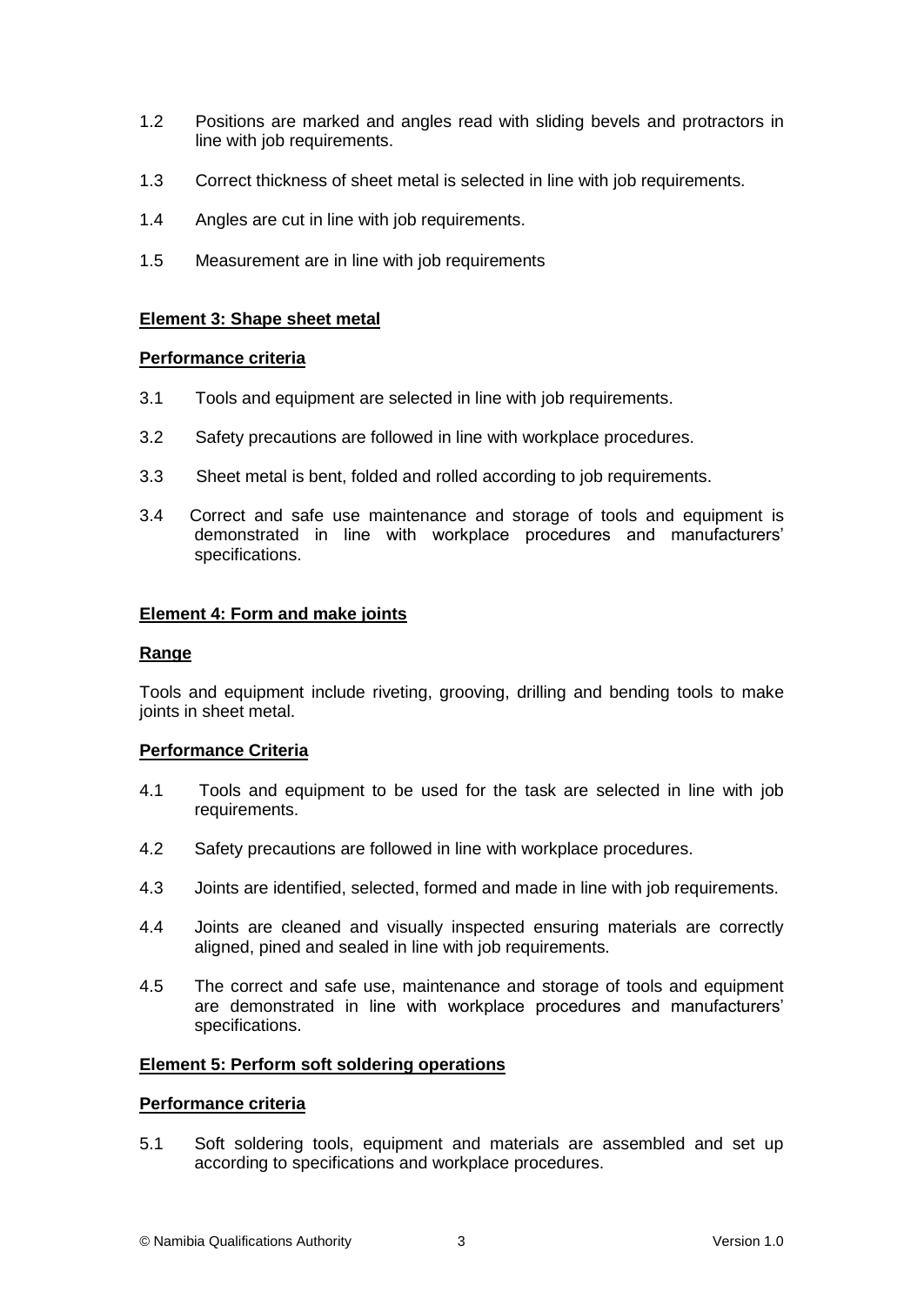1.2 Positions are marked and angles read with sliding bevels and protractors in line with job requirements.

1.3 Correct thickness of sheet metal is selected in line with job requirements.

1.4 Angles are cut in line with job requirements.

1.5 Measurement are in line with job requirements

**Element 3: Shape sheet metal**

**Performance criteria**

3.1 Tools and equipment are selected in line with job requirements.

3.2 Safety precautions are followed in line with workplace procedures.

3.3 Sheet metal is bent, folded and rolled according to job requirements.

3.4 Correct and safe use maintenance and storage of tools and equipment is demonstrated in line with workplace procedures and manufacturers' specifications.

**Element 4: Form and make joints**

**Range**

Tools and equipment include riveting, grooving, drilling and bending tools to make joints in sheet metal.

**Performance Criteria**

4.1 Tools and equipment to be used for the task are selected in line with job requirements.

4.2 Safety precautions are followed in line with workplace procedures.

4.3 Joints are identified, selected, formed and made in line with job requirements.

4.4 Joints are cleaned and visually inspected ensuring materials are correctly aligned, pined and sealed in line with job requirements.

4.5 The correct and safe use, maintenance and storage of tools and equipment are demonstrated in line with workplace procedures and manufacturers' specifications.

**Element 5: Perform soft soldering operations**

**Performance criteria**

5.1 Soft soldering tools, equipment and materials are assembled and set up according to specifications and workplace procedures.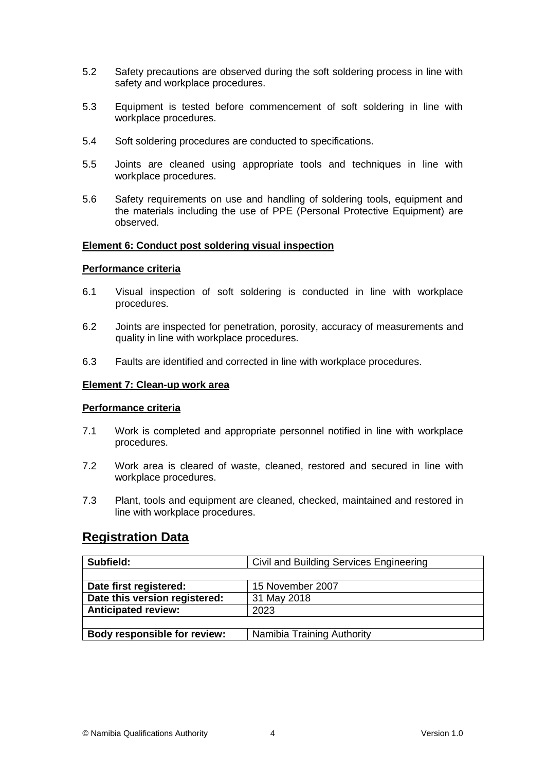5.2 Safety precautions are observed during the soft soldering process in line with safety and workplace procedures.

5.3 Equipment is tested before commencement of soft soldering in line with workplace procedures.

5.4 Soft soldering procedures are conducted to specifications.

5.5 Joints are cleaned using appropriate tools and techniques in line with workplace procedures.

5.6 Safety requirements on use and handling of soldering tools, equipment and the materials including the use of PPE (Personal Protective Equipment) are observed.

**Element 6: Conduct post soldering visual inspection**

**Performance criteria**

6.1 Visual inspection of soft soldering is conducted in line with workplace procedures.

6.2 Joints are inspected for penetration, porosity, accuracy of measurements and quality in line with workplace procedures.

6.3 Faults are identified and corrected in line with workplace procedures.

**Element 7: Clean-up work area**

**Performance criteria**

7.1 Work is completed and appropriate personnel notified in line with workplace procedures.

7.2 Work area is cleared of waste, cleaned, restored and secured in line with workplace procedures.

7.3 Plant, tools and equipment are cleaned, checked, maintained and restored in line with workplace procedures.

## Registration Data

| | |
|---|---|
| **Subfield:** | Civil and Building Services Engineering |
| | |
| **Date first registered:** | 15 November 2007 |
| **Date this version registered:** | 31 May 2018 |
| **Anticipated review:** | 2023 |
| | |
| **Body responsible for review:** | Namibia Training Authority |